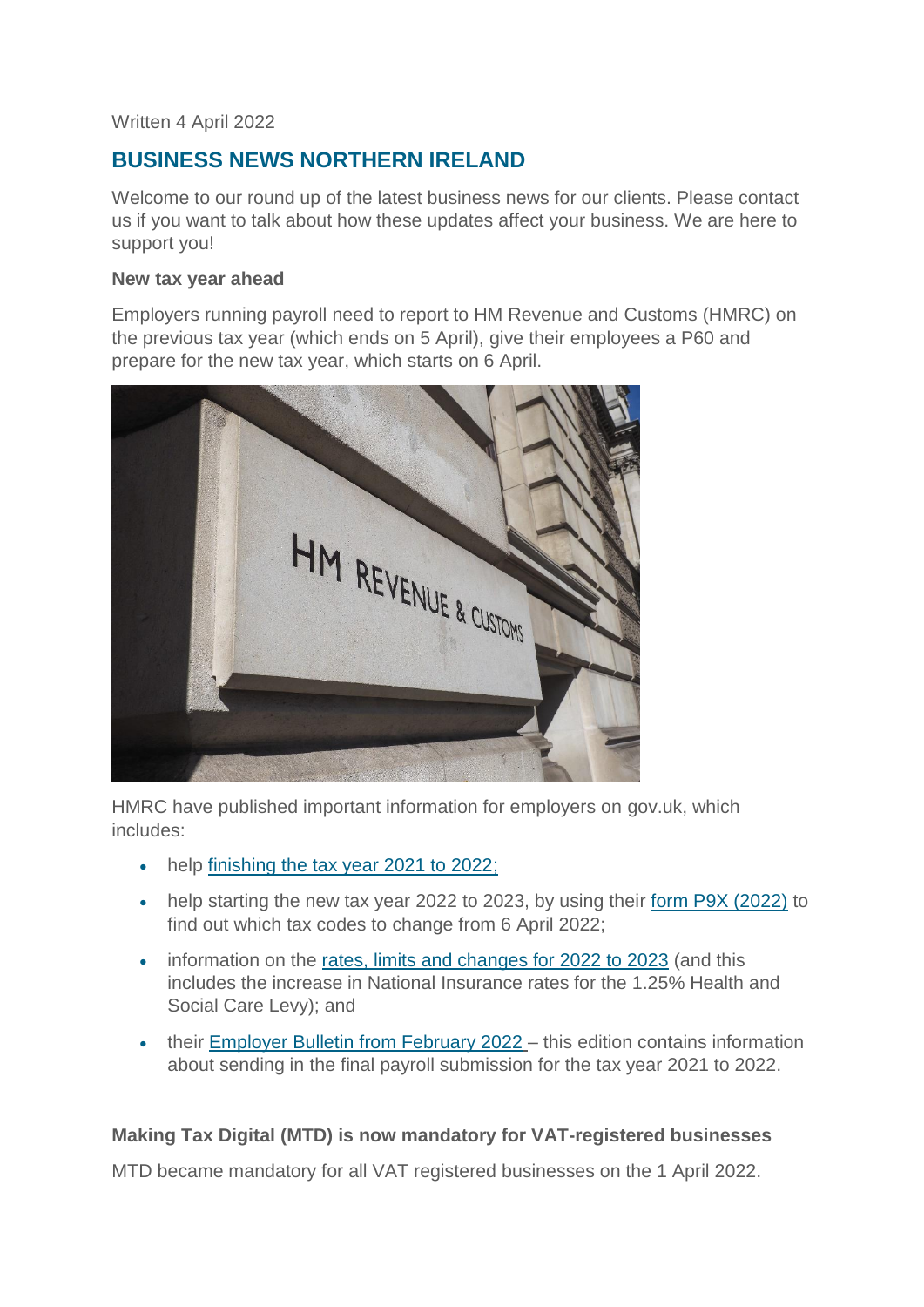Written 4 April 2022

## BUSINESS NEWS NORTHERN IRELAND

Welcome to our round up of the latest business news for our clients. Please contact us if you want to talk about how these updates affect your business. We are here to support you!

**New tax year ahead**

Employers running payroll need to report to HM Revenue and Customs (HMRC) on the previous tax year (which ends on 5 April), give their employees a P60 and prepare for the new tax year, which starts on 6 April.

HMRC have published important information for employers on gov.uk, which includes:

- help finishing the tax year 2021 to 2022;
- help starting the new tax year 2022 to 2023, by using their form P9X (2022) to find out which tax codes to change from 6 April 2022;
- information on the rates, limits and changes for 2022 to 2023 (and this includes the increase in National Insurance rates for the 1.25% Health and Social Care Levy); and
- their Employer Bulletin from February 2022 – this edition contains information about sending in the final payroll submission for the tax year 2021 to 2022.

**Making Tax Digital (MTD) is now mandatory for VAT-registered businesses**

MTD became mandatory for all VAT registered businesses on the 1 April 2022.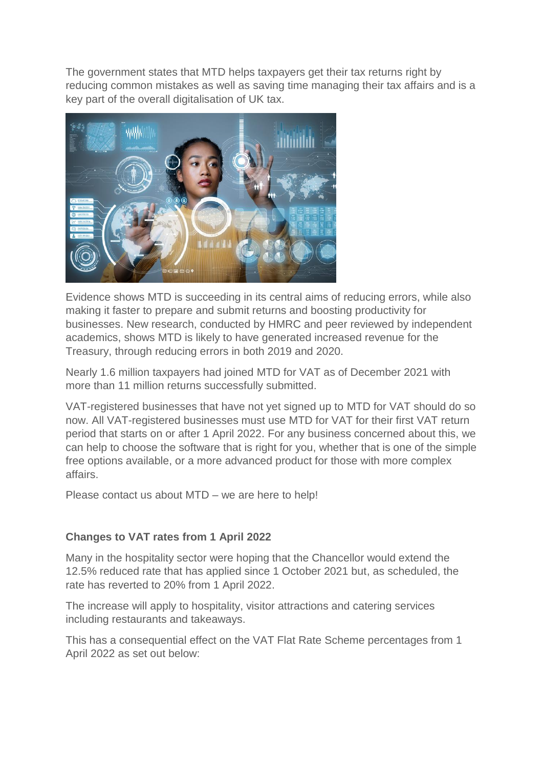The government states that MTD helps taxpayers get their tax returns right by reducing common mistakes as well as saving time managing their tax affairs and is a key part of the overall digitalisation of UK tax.

Evidence shows MTD is succeeding in its central aims of reducing errors, while also making it faster to prepare and submit returns and boosting productivity for businesses. New research, conducted by HMRC and peer reviewed by independent academics, shows MTD is likely to have generated increased revenue for the Treasury, through reducing errors in both 2019 and 2020.

Nearly 1.6 million taxpayers had joined MTD for VAT as of December 2021 with more than 11 million returns successfully submitted.

VAT-registered businesses that have not yet signed up to MTD for VAT should do so now. All VAT-registered businesses must use MTD for VAT for their first VAT return period that starts on or after 1 April 2022. For any business concerned about this, we can help to choose the software that is right for you, whether that is one of the simple free options available, or a more advanced product for those with more complex affairs.

Please contact us about MTD – we are here to help!

**Changes to VAT rates from 1 April 2022**

Many in the hospitality sector were hoping that the Chancellor would extend the 12.5% reduced rate that has applied since 1 October 2021 but, as scheduled, the rate has reverted to 20% from 1 April 2022.

The increase will apply to hospitality, visitor attractions and catering services including restaurants and takeaways.

This has a consequential effect on the VAT Flat Rate Scheme percentages from 1 April 2022 as set out below: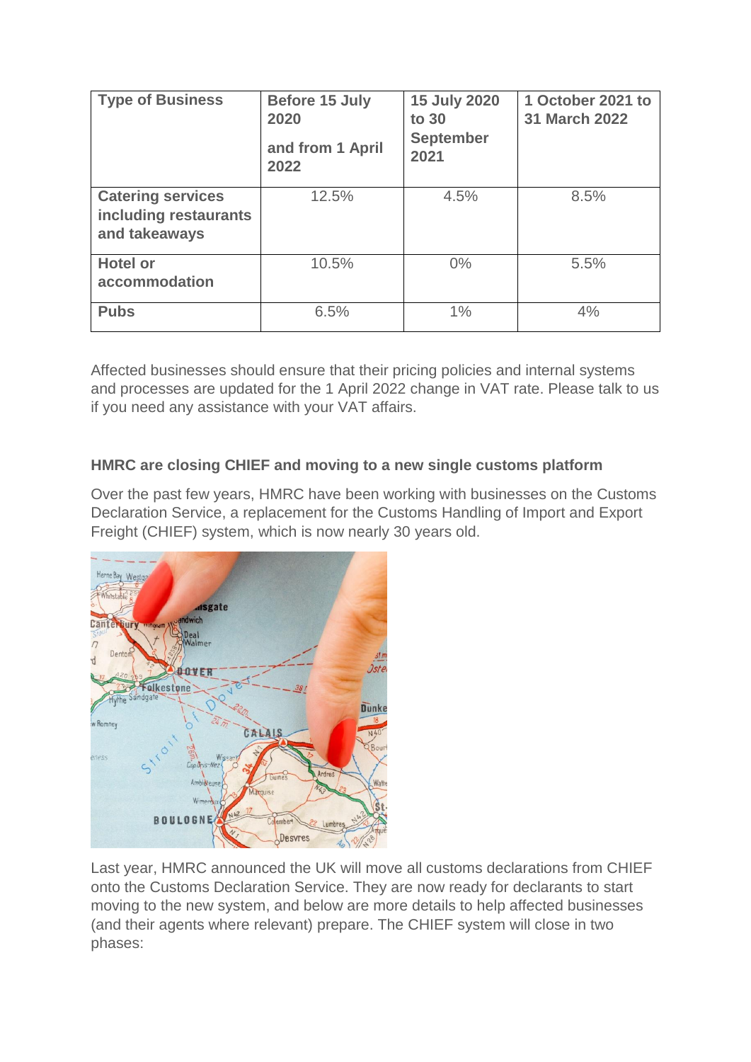| Type of Business | Before 15 July 2020 and from 1 April 2022 | 15 July 2020 to 30 September 2021 | 1 October 2021 to 31 March 2022 |
|---|---|---|---|
| **Catering services including restaurants and takeaways** | 12.5% | 4.5% | 8.5% |
| **Hotel or accommodation** | 10.5% | 0% | 5.5% |
| **Pubs** | 6.5% | 1% | 4% |

Affected businesses should ensure that their pricing policies and internal systems and processes are updated for the 1 April 2022 change in VAT rate. Please talk to us if you need any assistance with your VAT affairs.

### HMRC are closing CHIEF and moving to a new single customs platform

Over the past few years, HMRC have been working with businesses on the Customs Declaration Service, a replacement for the Customs Handling of Import and Export Freight (CHIEF) system, which is now nearly 30 years old.

Last year, HMRC announced the UK will move all customs declarations from CHIEF onto the Customs Declaration Service. They are now ready for declarants to start moving to the new system, and below are more details to help affected businesses (and their agents where relevant) prepare. The CHIEF system will close in two phases: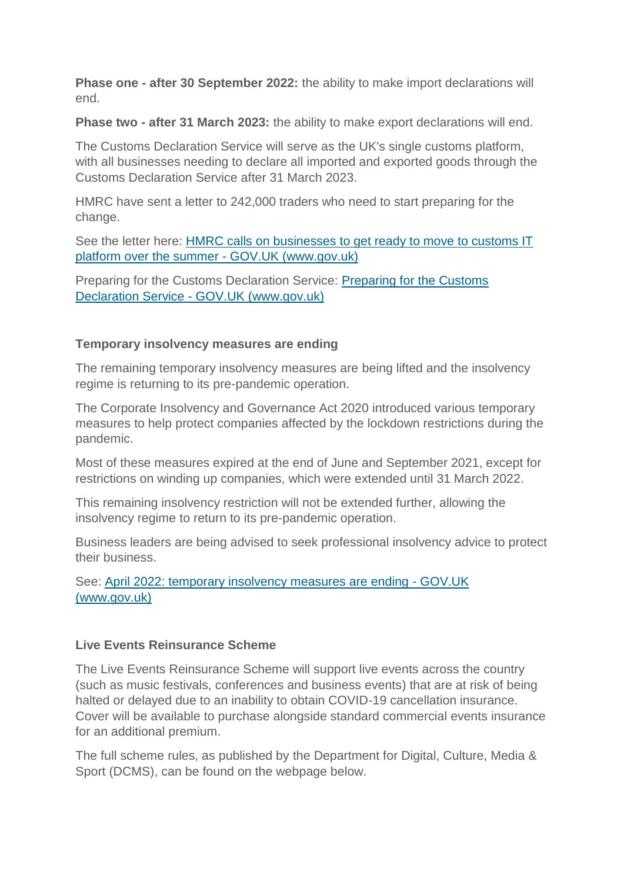**Phase one - after 30 September 2022:** the ability to make import declarations will end.

**Phase two - after 31 March 2023:** the ability to make export declarations will end.

The Customs Declaration Service will serve as the UK's single customs platform, with all businesses needing to declare all imported and exported goods through the Customs Declaration Service after 31 March 2023.

HMRC have sent a letter to 242,000 traders who need to start preparing for the change.

See the letter here: [HMRC calls on businesses to get ready to move to customs IT platform over the summer - GOV.UK (www.gov.uk)]()

Preparing for the Customs Declaration Service: [Preparing for the Customs Declaration Service - GOV.UK (www.gov.uk)]()

### Temporary insolvency measures are ending

The remaining temporary insolvency measures are being lifted and the insolvency regime is returning to its pre-pandemic operation.

The Corporate Insolvency and Governance Act 2020 introduced various temporary measures to help protect companies affected by the lockdown restrictions during the pandemic.

Most of these measures expired at the end of June and September 2021, except for restrictions on winding up companies, which were extended until 31 March 2022.

This remaining insolvency restriction will not be extended further, allowing the insolvency regime to return to its pre-pandemic operation.

Business leaders are being advised to seek professional insolvency advice to protect their business.

See: [April 2022: temporary insolvency measures are ending - GOV.UK (www.gov.uk)]()

### Live Events Reinsurance Scheme

The Live Events Reinsurance Scheme will support live events across the country (such as music festivals, conferences and business events) that are at risk of being halted or delayed due to an inability to obtain COVID-19 cancellation insurance. Cover will be available to purchase alongside standard commercial events insurance for an additional premium.

The full scheme rules, as published by the Department for Digital, Culture, Media & Sport (DCMS), can be found on the webpage below.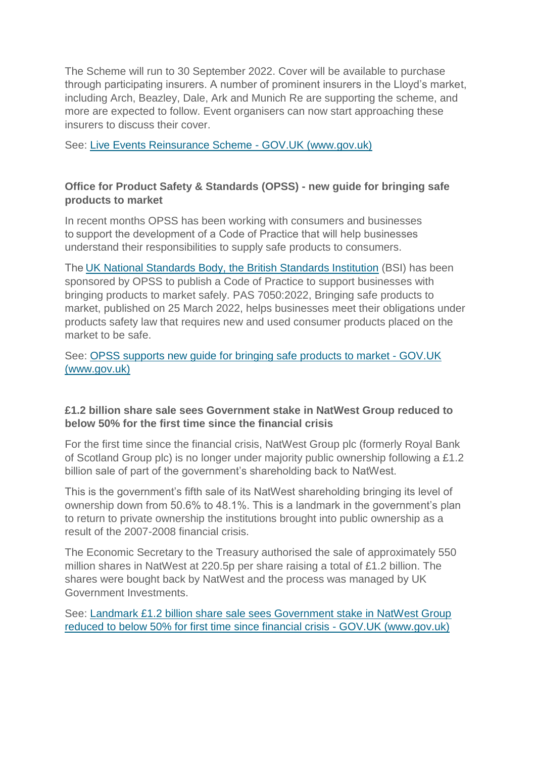The Scheme will run to 30 September 2022. Cover will be available to purchase through participating insurers. A number of prominent insurers in the Lloyd's market, including Arch, Beazley, Dale, Ark and Munich Re are supporting the scheme, and more are expected to follow. Event organisers can now start approaching these insurers to discuss their cover.

See: [Live Events Reinsurance Scheme - GOV.UK (www.gov.uk)]()

**Office for Product Safety & Standards (OPSS) - new guide for bringing safe products to market**

In recent months OPSS has been working with consumers and businesses to support the development of a Code of Practice that will help businesses understand their responsibilities to supply safe products to consumers.

The [UK National Standards Body, the British Standards Institution]() (BSI) has been sponsored by OPSS to publish a Code of Practice to support businesses with bringing products to market safely. PAS 7050:2022, Bringing safe products to market, published on 25 March 2022, helps businesses meet their obligations under products safety law that requires new and used consumer products placed on the market to be safe.

See: [OPSS supports new guide for bringing safe products to market - GOV.UK (www.gov.uk)]()

**£1.2 billion share sale sees Government stake in NatWest Group reduced to below 50% for the first time since the financial crisis**

For the first time since the financial crisis, NatWest Group plc (formerly Royal Bank of Scotland Group plc) is no longer under majority public ownership following a £1.2 billion sale of part of the government's shareholding back to NatWest.

This is the government's fifth sale of its NatWest shareholding bringing its level of ownership down from 50.6% to 48.1%. This is a landmark in the government's plan to return to private ownership the institutions brought into public ownership as a result of the 2007-2008 financial crisis.

The Economic Secretary to the Treasury authorised the sale of approximately 550 million shares in NatWest at 220.5p per share raising a total of £1.2 billion. The shares were bought back by NatWest and the process was managed by UK Government Investments.

See: [Landmark £1.2 billion share sale sees Government stake in NatWest Group reduced to below 50% for first time since financial crisis - GOV.UK (www.gov.uk)]()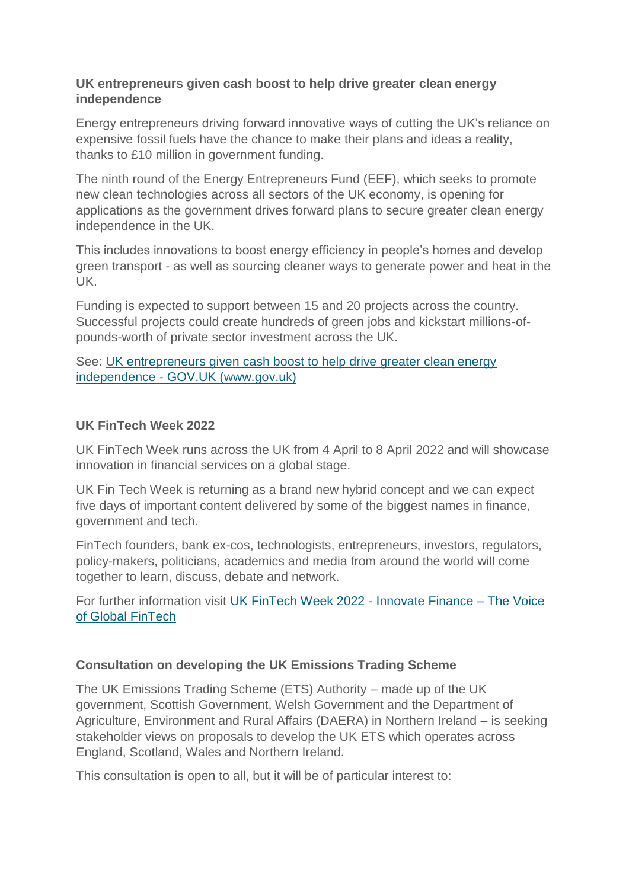**UK entrepreneurs given cash boost to help drive greater clean energy independence**

Energy entrepreneurs driving forward innovative ways of cutting the UK's reliance on expensive fossil fuels have the chance to make their plans and ideas a reality, thanks to £10 million in government funding.

The ninth round of the Energy Entrepreneurs Fund (EEF), which seeks to promote new clean technologies across all sectors of the UK economy, is opening for applications as the government drives forward plans to secure greater clean energy independence in the UK.

This includes innovations to boost energy efficiency in people's homes and develop green transport - as well as sourcing cleaner ways to generate power and heat in the UK.

Funding is expected to support between 15 and 20 projects across the country. Successful projects could create hundreds of green jobs and kickstart millions-of-pounds-worth of private sector investment across the UK.

See: [UK entrepreneurs given cash boost to help drive greater clean energy independence - GOV.UK (www.gov.uk)]()

**UK FinTech Week 2022**

UK FinTech Week runs across the UK from 4 April to 8 April 2022 and will showcase innovation in financial services on a global stage.

UK Fin Tech Week is returning as a brand new hybrid concept and we can expect five days of important content delivered by some of the biggest names in finance, government and tech.

FinTech founders, bank ex-cos, technologists, entrepreneurs, investors, regulators, policy-makers, politicians, academics and media from around the world will come together to learn, discuss, debate and network.

For further information visit [UK FinTech Week 2022 - Innovate Finance – The Voice of Global FinTech]()

**Consultation on developing the UK Emissions Trading Scheme**

The UK Emissions Trading Scheme (ETS) Authority – made up of the UK government, Scottish Government, Welsh Government and the Department of Agriculture, Environment and Rural Affairs (DAERA) in Northern Ireland – is seeking stakeholder views on proposals to develop the UK ETS which operates across England, Scotland, Wales and Northern Ireland.

This consultation is open to all, but it will be of particular interest to: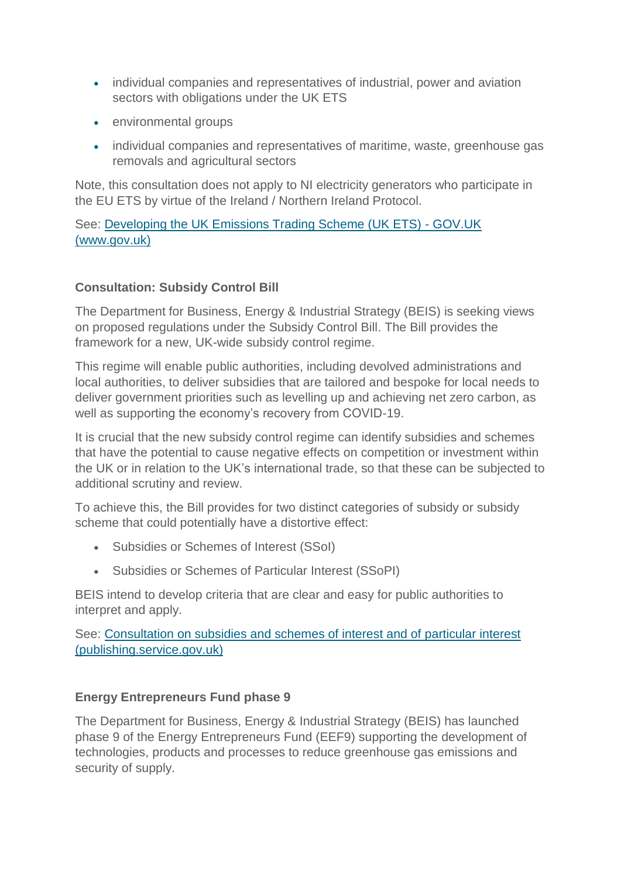- individual companies and representatives of industrial, power and aviation sectors with obligations under the UK ETS
- environmental groups
- individual companies and representatives of maritime, waste, greenhouse gas removals and agricultural sectors

Note, this consultation does not apply to NI electricity generators who participate in the EU ETS by virtue of the Ireland / Northern Ireland Protocol.

See: [Developing the UK Emissions Trading Scheme (UK ETS) - GOV.UK (www.gov.uk)]()

**Consultation: Subsidy Control Bill**

The Department for Business, Energy & Industrial Strategy (BEIS) is seeking views on proposed regulations under the Subsidy Control Bill. The Bill provides the framework for a new, UK-wide subsidy control regime.

This regime will enable public authorities, including devolved administrations and local authorities, to deliver subsidies that are tailored and bespoke for local needs to deliver government priorities such as levelling up and achieving net zero carbon, as well as supporting the economy's recovery from COVID-19.

It is crucial that the new subsidy control regime can identify subsidies and schemes that have the potential to cause negative effects on competition or investment within the UK or in relation to the UK's international trade, so that these can be subjected to additional scrutiny and review.

To achieve this, the Bill provides for two distinct categories of subsidy or subsidy scheme that could potentially have a distortive effect:

- Subsidies or Schemes of Interest (SSoI)
- Subsidies or Schemes of Particular Interest (SSoPI)

BEIS intend to develop criteria that are clear and easy for public authorities to interpret and apply.

See: [Consultation on subsidies and schemes of interest and of particular interest (publishing.service.gov.uk)]()

**Energy Entrepreneurs Fund phase 9**

The Department for Business, Energy & Industrial Strategy (BEIS) has launched phase 9 of the Energy Entrepreneurs Fund (EEF9) supporting the development of technologies, products and processes to reduce greenhouse gas emissions and security of supply.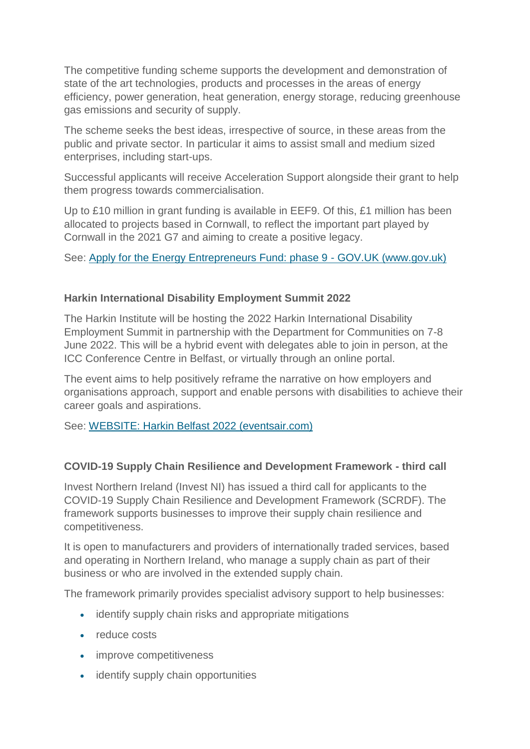The competitive funding scheme supports the development and demonstration of state of the art technologies, products and processes in the areas of energy efficiency, power generation, heat generation, energy storage, reducing greenhouse gas emissions and security of supply.

The scheme seeks the best ideas, irrespective of source, in these areas from the public and private sector. In particular it aims to assist small and medium sized enterprises, including start-ups.

Successful applicants will receive Acceleration Support alongside their grant to help them progress towards commercialisation.

Up to £10 million in grant funding is available in EEF9. Of this, £1 million has been allocated to projects based in Cornwall, to reflect the important part played by Cornwall in the 2021 G7 and aiming to create a positive legacy.

See: [Apply for the Energy Entrepreneurs Fund: phase 9 - GOV.UK (www.gov.uk)]()

### Harkin International Disability Employment Summit 2022

The Harkin Institute will be hosting the 2022 Harkin International Disability Employment Summit in partnership with the Department for Communities on 7-8 June 2022. This will be a hybrid event with delegates able to join in person, at the ICC Conference Centre in Belfast, or virtually through an online portal.

The event aims to help positively reframe the narrative on how employers and organisations approach, support and enable persons with disabilities to achieve their career goals and aspirations.

See: [WEBSITE: Harkin Belfast 2022 (eventsair.com)]()

### COVID-19 Supply Chain Resilience and Development Framework - third call

Invest Northern Ireland (Invest NI) has issued a third call for applicants to the COVID-19 Supply Chain Resilience and Development Framework (SCRDF). The framework supports businesses to improve their supply chain resilience and competitiveness.

It is open to manufacturers and providers of internationally traded services, based and operating in Northern Ireland, who manage a supply chain as part of their business or who are involved in the extended supply chain.

The framework primarily provides specialist advisory support to help businesses:

- identify supply chain risks and appropriate mitigations
- reduce costs
- improve competitiveness
- identify supply chain opportunities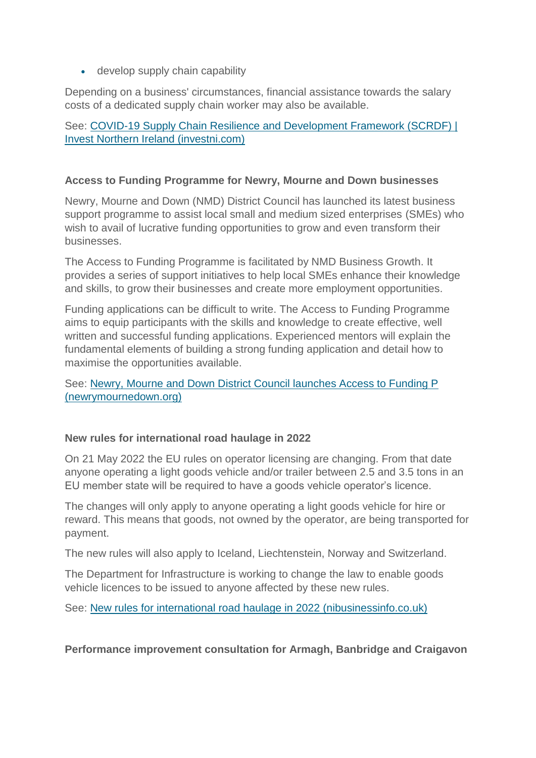- develop supply chain capability

Depending on a business' circumstances, financial assistance towards the salary costs of a dedicated supply chain worker may also be available.

See: [COVID-19 Supply Chain Resilience and Development Framework (SCRDF) | Invest Northern Ireland (investni.com)]()

**Access to Funding Programme for Newry, Mourne and Down businesses**

Newry, Mourne and Down (NMD) District Council has launched its latest business support programme to assist local small and medium sized enterprises (SMEs) who wish to avail of lucrative funding opportunities to grow and even transform their businesses.

The Access to Funding Programme is facilitated by NMD Business Growth. It provides a series of support initiatives to help local SMEs enhance their knowledge and skills, to grow their businesses and create more employment opportunities.

Funding applications can be difficult to write. The Access to Funding Programme aims to equip participants with the skills and knowledge to create effective, well written and successful funding applications. Experienced mentors will explain the fundamental elements of building a strong funding application and detail how to maximise the opportunities available.

See: [Newry, Mourne and Down District Council launches Access to Funding P (newrymournedown.org)]()

**New rules for international road haulage in 2022**

On 21 May 2022 the EU rules on operator licensing are changing. From that date anyone operating a light goods vehicle and/or trailer between 2.5 and 3.5 tons in an EU member state will be required to have a goods vehicle operator's licence.

The changes will only apply to anyone operating a light goods vehicle for hire or reward. This means that goods, not owned by the operator, are being transported for payment.

The new rules will also apply to Iceland, Liechtenstein, Norway and Switzerland.

The Department for Infrastructure is working to change the law to enable goods vehicle licences to be issued to anyone affected by these new rules.

See: [New rules for international road haulage in 2022 (nibusinessinfo.co.uk)]()

**Performance improvement consultation for Armagh, Banbridge and Craigavon**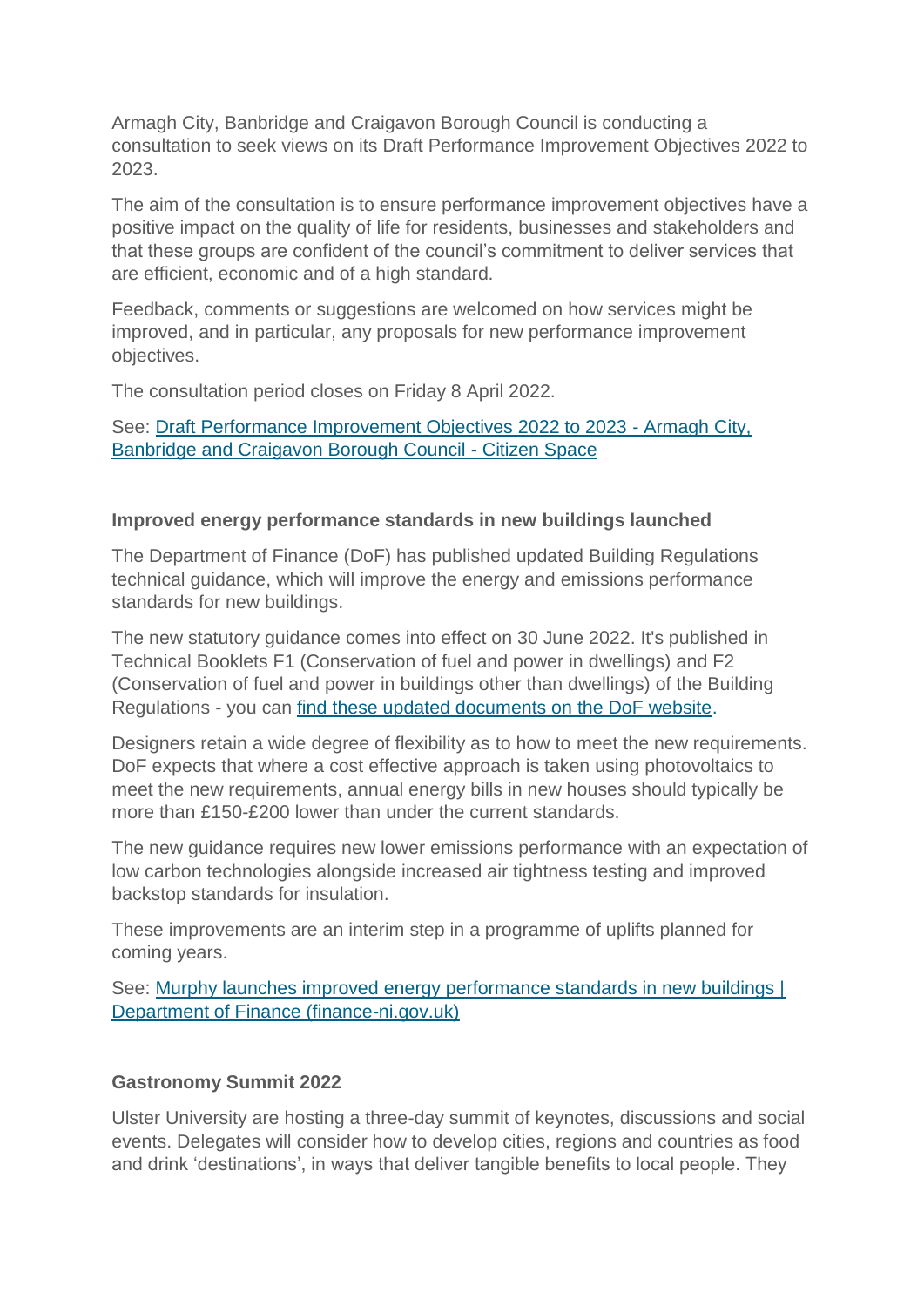Armagh City, Banbridge and Craigavon Borough Council is conducting a consultation to seek views on its Draft Performance Improvement Objectives 2022 to 2023.

The aim of the consultation is to ensure performance improvement objectives have a positive impact on the quality of life for residents, businesses and stakeholders and that these groups are confident of the council's commitment to deliver services that are efficient, economic and of a high standard.

Feedback, comments or suggestions are welcomed on how services might be improved, and in particular, any proposals for new performance improvement objectives.

The consultation period closes on Friday 8 April 2022.

See: Draft Performance Improvement Objectives 2022 to 2023 - Armagh City, Banbridge and Craigavon Borough Council - Citizen Space

**Improved energy performance standards in new buildings launched**

The Department of Finance (DoF) has published updated Building Regulations technical guidance, which will improve the energy and emissions performance standards for new buildings.

The new statutory guidance comes into effect on 30 June 2022. It's published in Technical Booklets F1 (Conservation of fuel and power in dwellings) and F2 (Conservation of fuel and power in buildings other than dwellings) of the Building Regulations - you can find these updated documents on the DoF website.

Designers retain a wide degree of flexibility as to how to meet the new requirements. DoF expects that where a cost effective approach is taken using photovoltaics to meet the new requirements, annual energy bills in new houses should typically be more than £150-£200 lower than under the current standards.

The new guidance requires new lower emissions performance with an expectation of low carbon technologies alongside increased air tightness testing and improved backstop standards for insulation.

These improvements are an interim step in a programme of uplifts planned for coming years.

See: Murphy launches improved energy performance standards in new buildings | Department of Finance (finance-ni.gov.uk)

**Gastronomy Summit 2022**

Ulster University are hosting a three-day summit of keynotes, discussions and social events. Delegates will consider how to develop cities, regions and countries as food and drink 'destinations', in ways that deliver tangible benefits to local people. They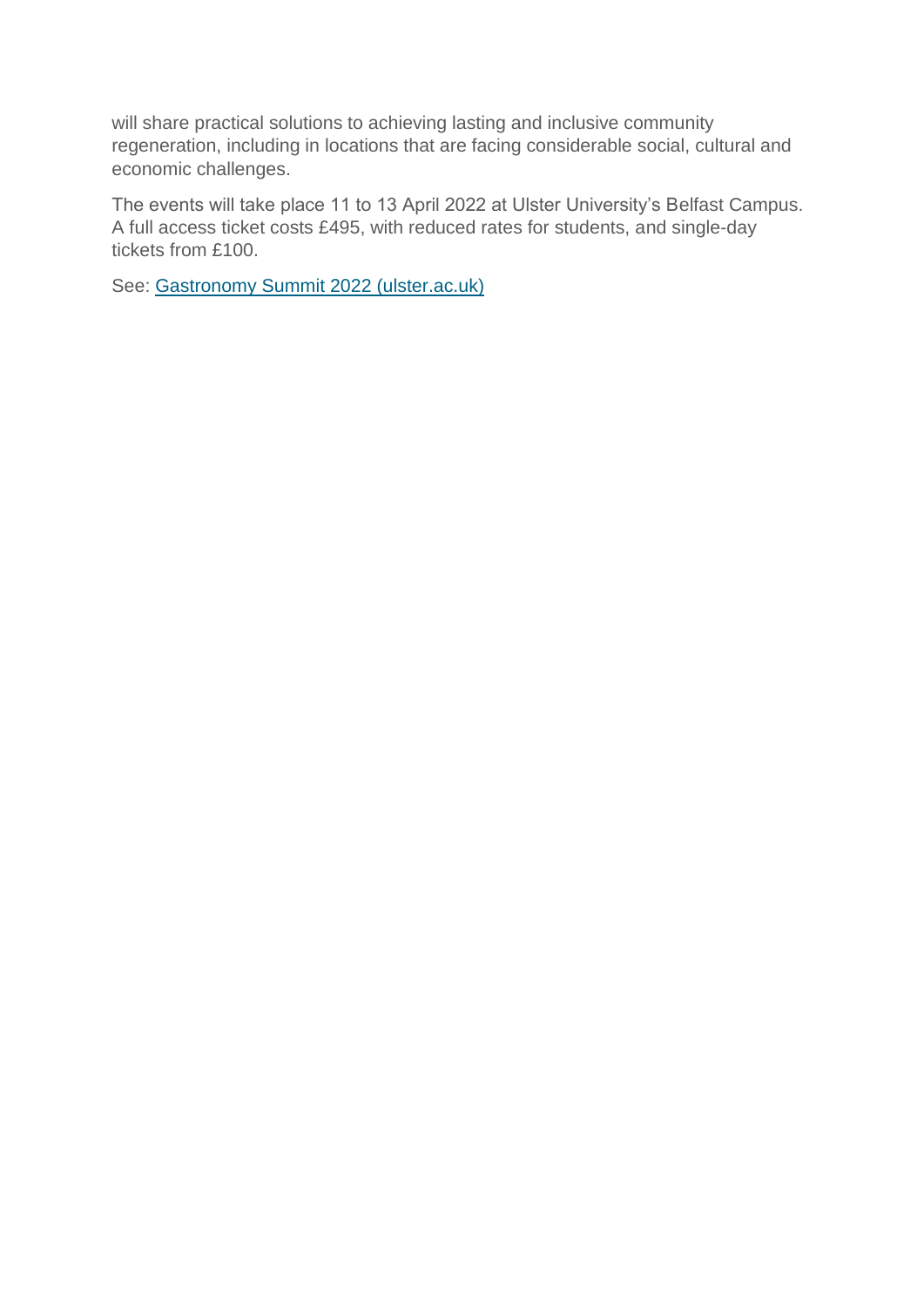will share practical solutions to achieving lasting and inclusive community regeneration, including in locations that are facing considerable social, cultural and economic challenges.

The events will take place 11 to 13 April 2022 at Ulster University's Belfast Campus. A full access ticket costs £495, with reduced rates for students, and single-day tickets from £100.

See: [Gastronomy Summit 2022 (ulster.ac.uk)]